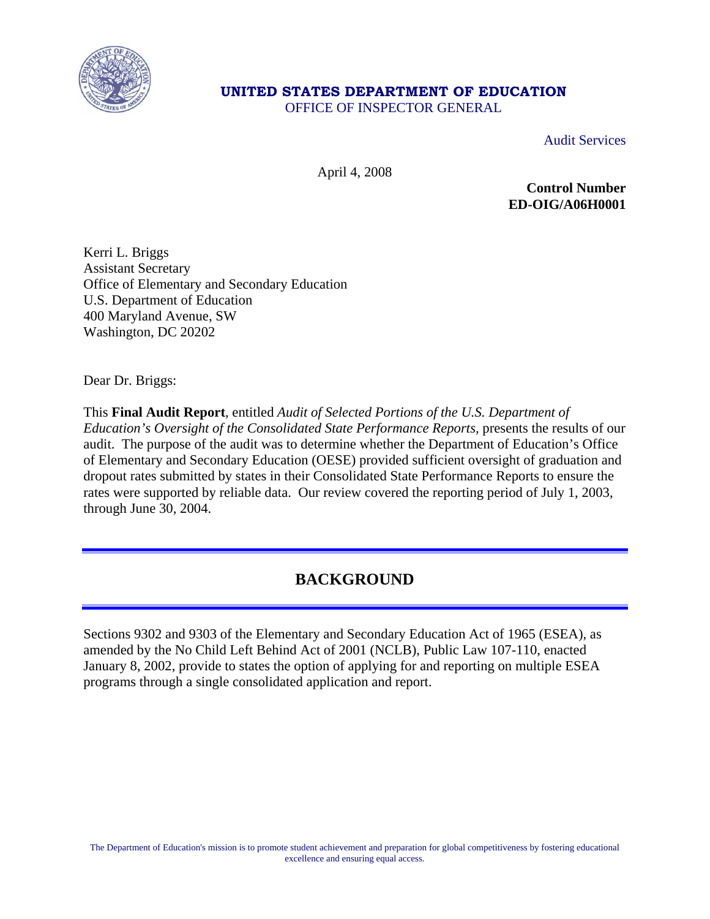**UNITED STATES DEPARTMENT OF EDUCATION**
OFFICE OF INSPECTOR GENERAL

Audit Services

April 4, 2008

**Control Number**
**ED-OIG/A06H0001**

Kerri L. Briggs
Assistant Secretary
Office of Elementary and Secondary Education
U.S. Department of Education
400 Maryland Avenue, SW
Washington, DC 20202

Dear Dr. Briggs:

This **Final Audit Report**, entitled *Audit of Selected Portions of the U.S. Department of Education's Oversight of the Consolidated State Performance Reports,* presents the results of our audit. The purpose of the audit was to determine whether the Department of Education's Office of Elementary and Secondary Education (OESE) provided sufficient oversight of graduation and dropout rates submitted by states in their Consolidated State Performance Reports to ensure the rates were supported by reliable data. Our review covered the reporting period of July 1, 2003, through June 30, 2004.

## BACKGROUND

Sections 9302 and 9303 of the Elementary and Secondary Education Act of 1965 (ESEA), as amended by the No Child Left Behind Act of 2001 (NCLB), Public Law 107-110, enacted January 8, 2002, provide to states the option of applying for and reporting on multiple ESEA programs through a single consolidated application and report.

The Department of Education's mission is to promote student achievement and preparation for global competitiveness by fostering educational excellence and ensuring equal access.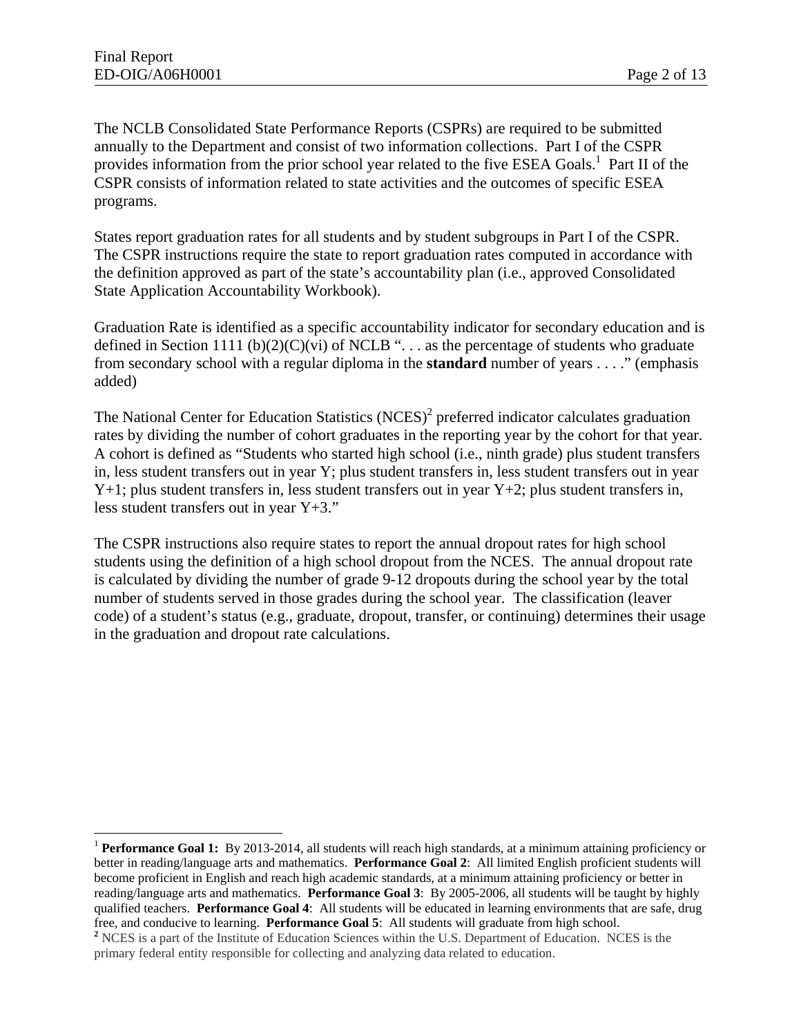The NCLB Consolidated State Performance Reports (CSPRs) are required to be submitted annually to the Department and consist of two information collections. Part I of the CSPR provides information from the prior school year related to the five ESEA Goals.[1] Part II of the CSPR consists of information related to state activities and the outcomes of specific ESEA programs.

States report graduation rates for all students and by student subgroups in Part I of the CSPR. The CSPR instructions require the state to report graduation rates computed in accordance with the definition approved as part of the state's accountability plan (i.e., approved Consolidated State Application Accountability Workbook).

Graduation Rate is identified as a specific accountability indicator for secondary education and is defined in Section 1111 (b)(2)(C)(vi) of NCLB ". . . as the percentage of students who graduate from secondary school with a regular diploma in the **standard** number of years . . . ." (emphasis added)

The National Center for Education Statistics (NCES)[2] preferred indicator calculates graduation rates by dividing the number of cohort graduates in the reporting year by the cohort for that year. A cohort is defined as "Students who started high school (i.e., ninth grade) plus student transfers in, less student transfers out in year Y; plus student transfers in, less student transfers out in year Y+1; plus student transfers in, less student transfers out in year Y+2; plus student transfers in, less student transfers out in year Y+3."

The CSPR instructions also require states to report the annual dropout rates for high school students using the definition of a high school dropout from the NCES. The annual dropout rate is calculated by dividing the number of grade 9-12 dropouts during the school year by the total number of students served in those grades during the school year. The classification (leaver code) of a student's status (e.g., graduate, dropout, transfer, or continuing) determines their usage in the graduation and dropout rate calculations.

---

[1] **Performance Goal 1:** By 2013-2014, all students will reach high standards, at a minimum attaining proficiency or better in reading/language arts and mathematics. **Performance Goal 2**: All limited English proficient students will become proficient in English and reach high academic standards, at a minimum attaining proficiency or better in reading/language arts and mathematics. **Performance Goal 3**: By 2005-2006, all students will be taught by highly qualified teachers. **Performance Goal 4**: All students will be educated in learning environments that are safe, drug free, and conducive to learning. **Performance Goal 5**: All students will graduate from high school.

[2] NCES is a part of the Institute of Education Sciences within the U.S. Department of Education. NCES is the primary federal entity responsible for collecting and analyzing data related to education.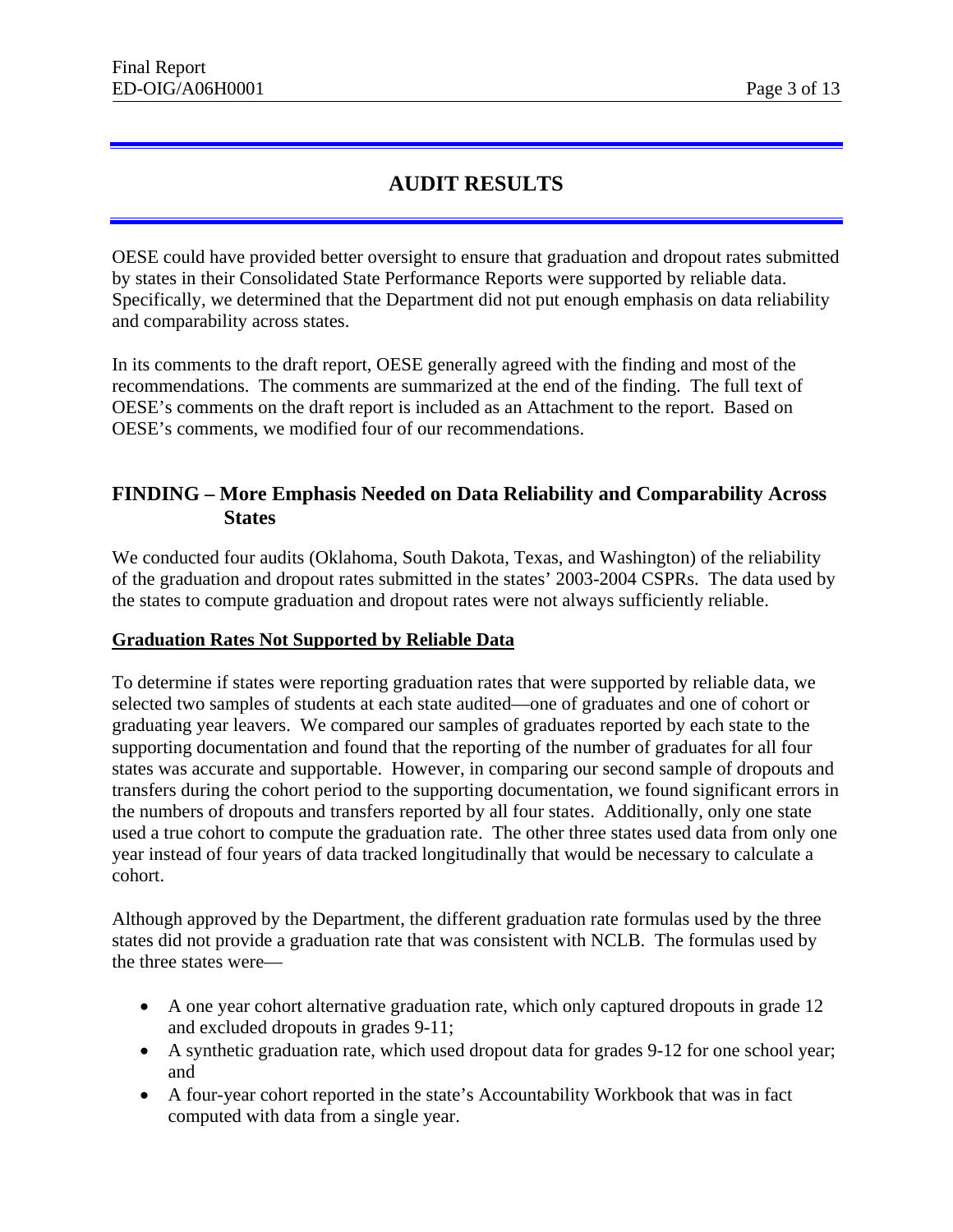# AUDIT RESULTS

OESE could have provided better oversight to ensure that graduation and dropout rates submitted by states in their Consolidated State Performance Reports were supported by reliable data. Specifically, we determined that the Department did not put enough emphasis on data reliability and comparability across states.

In its comments to the draft report, OESE generally agreed with the finding and most of the recommendations. The comments are summarized at the end of the finding. The full text of OESE's comments on the draft report is included as an Attachment to the report. Based on OESE's comments, we modified four of our recommendations.

## FINDING – More Emphasis Needed on Data Reliability and Comparability Across States

We conducted four audits (Oklahoma, South Dakota, Texas, and Washington) of the reliability of the graduation and dropout rates submitted in the states' 2003-2004 CSPRs. The data used by the states to compute graduation and dropout rates were not always sufficiently reliable.

**Graduation Rates Not Supported by Reliable Data**

To determine if states were reporting graduation rates that were supported by reliable data, we selected two samples of students at each state audited—one of graduates and one of cohort or graduating year leavers. We compared our samples of graduates reported by each state to the supporting documentation and found that the reporting of the number of graduates for all four states was accurate and supportable. However, in comparing our second sample of dropouts and transfers during the cohort period to the supporting documentation, we found significant errors in the numbers of dropouts and transfers reported by all four states. Additionally, only one state used a true cohort to compute the graduation rate. The other three states used data from only one year instead of four years of data tracked longitudinally that would be necessary to calculate a cohort.

Although approved by the Department, the different graduation rate formulas used by the three states did not provide a graduation rate that was consistent with NCLB. The formulas used by the three states were—

- A one year cohort alternative graduation rate, which only captured dropouts in grade 12 and excluded dropouts in grades 9-11;
- A synthetic graduation rate, which used dropout data for grades 9-12 for one school year; and
- A four-year cohort reported in the state's Accountability Workbook that was in fact computed with data from a single year.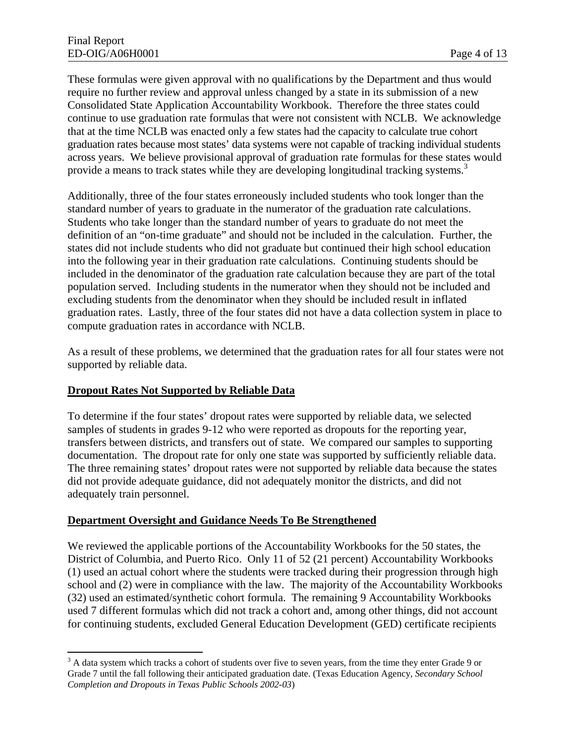These formulas were given approval with no qualifications by the Department and thus would require no further review and approval unless changed by a state in its submission of a new Consolidated State Application Accountability Workbook. Therefore the three states could continue to use graduation rate formulas that were not consistent with NCLB. We acknowledge that at the time NCLB was enacted only a few states had the capacity to calculate true cohort graduation rates because most states' data systems were not capable of tracking individual students across years. We believe provisional approval of graduation rate formulas for these states would provide a means to track states while they are developing longitudinal tracking systems.[3]

Additionally, three of the four states erroneously included students who took longer than the standard number of years to graduate in the numerator of the graduation rate calculations. Students who take longer than the standard number of years to graduate do not meet the definition of an "on-time graduate" and should not be included in the calculation. Further, the states did not include students who did not graduate but continued their high school education into the following year in their graduation rate calculations. Continuing students should be included in the denominator of the graduation rate calculation because they are part of the total population served. Including students in the numerator when they should not be included and excluding students from the denominator when they should be included result in inflated graduation rates. Lastly, three of the four states did not have a data collection system in place to compute graduation rates in accordance with NCLB.

As a result of these problems, we determined that the graduation rates for all four states were not supported by reliable data.

**Dropout Rates Not Supported by Reliable Data**

To determine if the four states' dropout rates were supported by reliable data, we selected samples of students in grades 9-12 who were reported as dropouts for the reporting year, transfers between districts, and transfers out of state. We compared our samples to supporting documentation. The dropout rate for only one state was supported by sufficiently reliable data. The three remaining states' dropout rates were not supported by reliable data because the states did not provide adequate guidance, did not adequately monitor the districts, and did not adequately train personnel.

**Department Oversight and Guidance Needs To Be Strengthened**

We reviewed the applicable portions of the Accountability Workbooks for the 50 states, the District of Columbia, and Puerto Rico. Only 11 of 52 (21 percent) Accountability Workbooks (1) used an actual cohort where the students were tracked during their progression through high school and (2) were in compliance with the law. The majority of the Accountability Workbooks (32) used an estimated/synthetic cohort formula. The remaining 9 Accountability Workbooks used 7 different formulas which did not track a cohort and, among other things, did not account for continuing students, excluded General Education Development (GED) certificate recipients

[3] A data system which tracks a cohort of students over five to seven years, from the time they enter Grade 9 or Grade 7 until the fall following their anticipated graduation date. (Texas Education Agency, *Secondary School Completion and Dropouts in Texas Public Schools 2002-03*)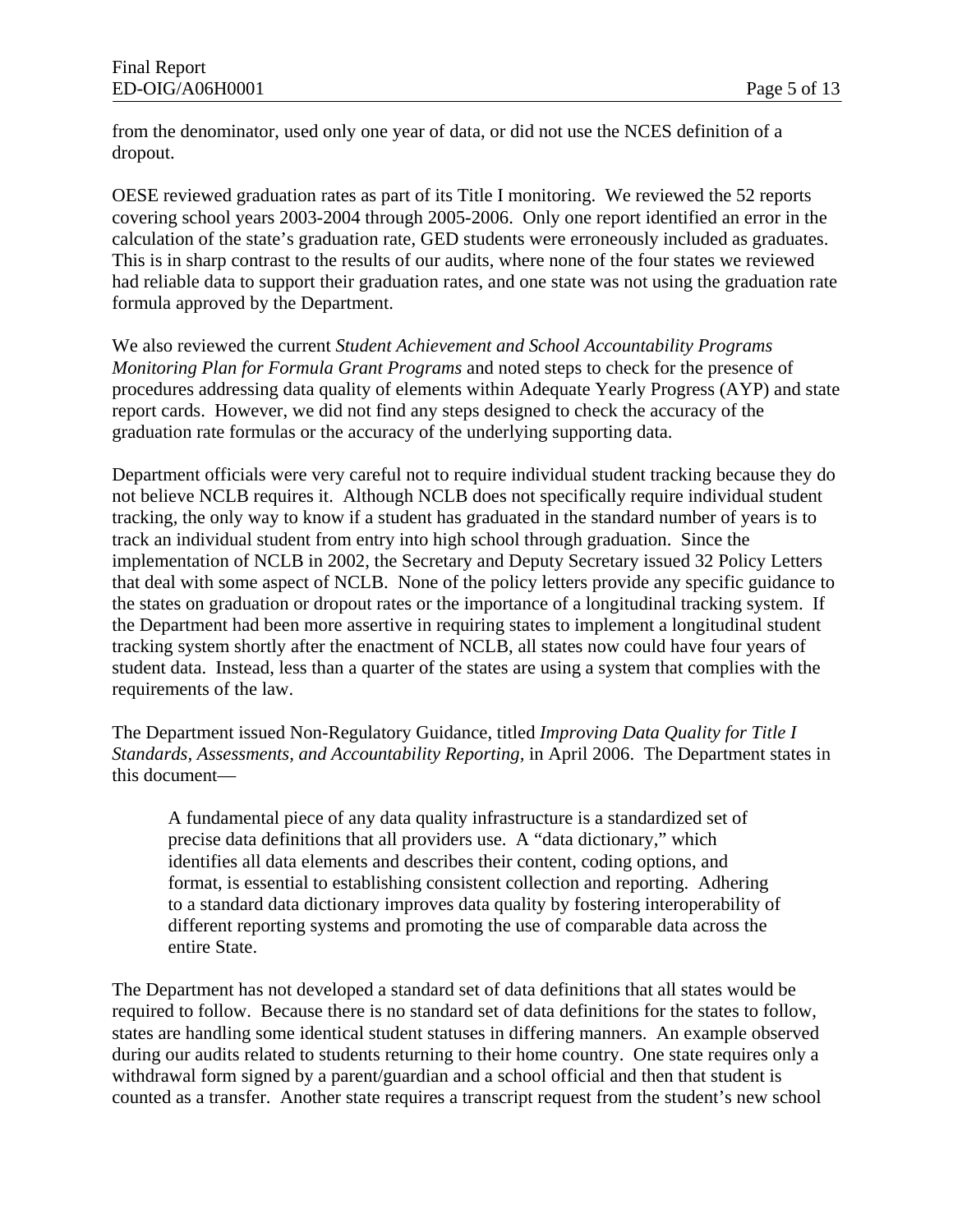from the denominator, used only one year of data, or did not use the NCES definition of a dropout.

OESE reviewed graduation rates as part of its Title I monitoring. We reviewed the 52 reports covering school years 2003-2004 through 2005-2006. Only one report identified an error in the calculation of the state's graduation rate, GED students were erroneously included as graduates. This is in sharp contrast to the results of our audits, where none of the four states we reviewed had reliable data to support their graduation rates, and one state was not using the graduation rate formula approved by the Department.

We also reviewed the current *Student Achievement and School Accountability Programs Monitoring Plan for Formula Grant Programs* and noted steps to check for the presence of procedures addressing data quality of elements within Adequate Yearly Progress (AYP) and state report cards. However, we did not find any steps designed to check the accuracy of the graduation rate formulas or the accuracy of the underlying supporting data.

Department officials were very careful not to require individual student tracking because they do not believe NCLB requires it. Although NCLB does not specifically require individual student tracking, the only way to know if a student has graduated in the standard number of years is to track an individual student from entry into high school through graduation. Since the implementation of NCLB in 2002, the Secretary and Deputy Secretary issued 32 Policy Letters that deal with some aspect of NCLB. None of the policy letters provide any specific guidance to the states on graduation or dropout rates or the importance of a longitudinal tracking system. If the Department had been more assertive in requiring states to implement a longitudinal student tracking system shortly after the enactment of NCLB, all states now could have four years of student data. Instead, less than a quarter of the states are using a system that complies with the requirements of the law.

The Department issued Non-Regulatory Guidance, titled *Improving Data Quality for Title I Standards, Assessments, and Accountability Reporting,* in April 2006. The Department states in this document—

> A fundamental piece of any data quality infrastructure is a standardized set of precise data definitions that all providers use. A "data dictionary," which identifies all data elements and describes their content, coding options, and format, is essential to establishing consistent collection and reporting. Adhering to a standard data dictionary improves data quality by fostering interoperability of different reporting systems and promoting the use of comparable data across the entire State.

The Department has not developed a standard set of data definitions that all states would be required to follow. Because there is no standard set of data definitions for the states to follow, states are handling some identical student statuses in differing manners. An example observed during our audits related to students returning to their home country. One state requires only a withdrawal form signed by a parent/guardian and a school official and then that student is counted as a transfer. Another state requires a transcript request from the student's new school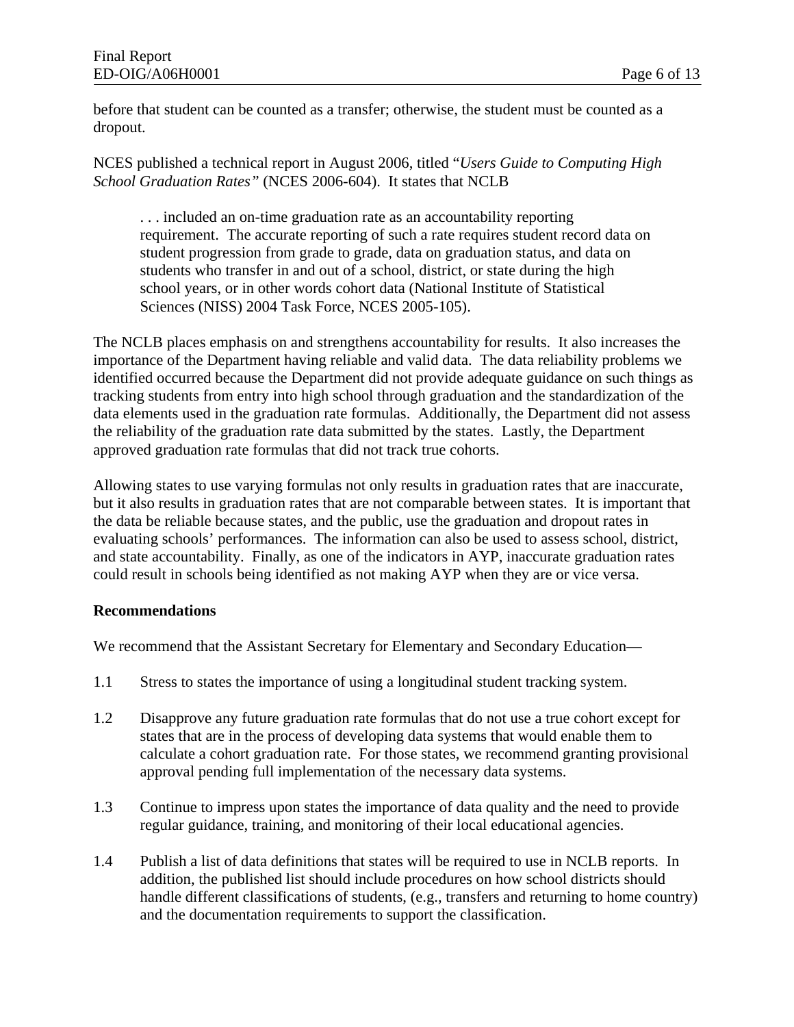before that student can be counted as a transfer; otherwise, the student must be counted as a dropout.

NCES published a technical report in August 2006, titled "*Users Guide to Computing High School Graduation Rates"* (NCES 2006-604). It states that NCLB

> . . . included an on-time graduation rate as an accountability reporting requirement. The accurate reporting of such a rate requires student record data on student progression from grade to grade, data on graduation status, and data on students who transfer in and out of a school, district, or state during the high school years, or in other words cohort data (National Institute of Statistical Sciences (NISS) 2004 Task Force, NCES 2005-105).

The NCLB places emphasis on and strengthens accountability for results. It also increases the importance of the Department having reliable and valid data. The data reliability problems we identified occurred because the Department did not provide adequate guidance on such things as tracking students from entry into high school through graduation and the standardization of the data elements used in the graduation rate formulas. Additionally, the Department did not assess the reliability of the graduation rate data submitted by the states. Lastly, the Department approved graduation rate formulas that did not track true cohorts.

Allowing states to use varying formulas not only results in graduation rates that are inaccurate, but it also results in graduation rates that are not comparable between states. It is important that the data be reliable because states, and the public, use the graduation and dropout rates in evaluating schools' performances. The information can also be used to assess school, district, and state accountability. Finally, as one of the indicators in AYP, inaccurate graduation rates could result in schools being identified as not making AYP when they are or vice versa.

**Recommendations**

We recommend that the Assistant Secretary for Elementary and Secondary Education—

1.1 Stress to states the importance of using a longitudinal student tracking system.

1.2 Disapprove any future graduation rate formulas that do not use a true cohort except for states that are in the process of developing data systems that would enable them to calculate a cohort graduation rate. For those states, we recommend granting provisional approval pending full implementation of the necessary data systems.

1.3 Continue to impress upon states the importance of data quality and the need to provide regular guidance, training, and monitoring of their local educational agencies.

1.4 Publish a list of data definitions that states will be required to use in NCLB reports. In addition, the published list should include procedures on how school districts should handle different classifications of students, (e.g., transfers and returning to home country) and the documentation requirements to support the classification.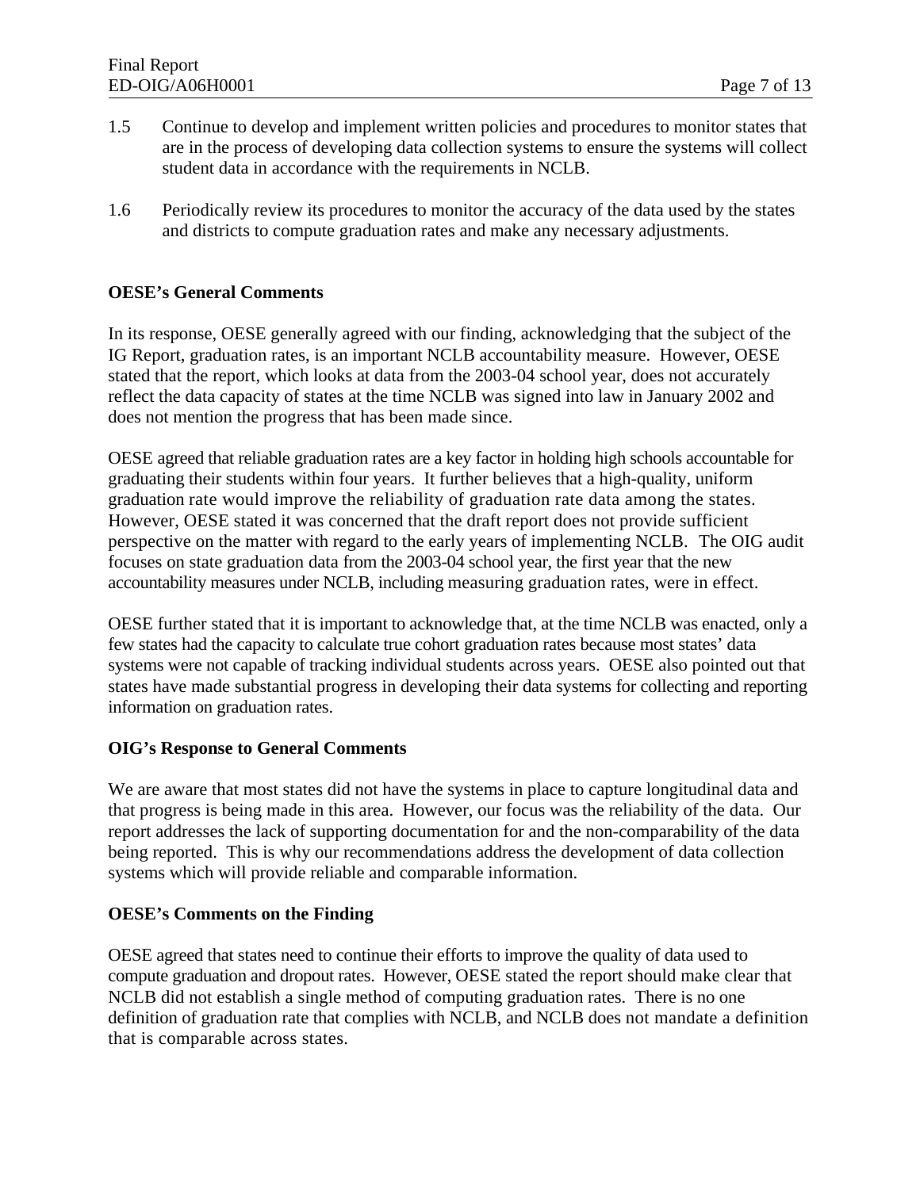1.5 Continue to develop and implement written policies and procedures to monitor states that are in the process of developing data collection systems to ensure the systems will collect student data in accordance with the requirements in NCLB.

1.6 Periodically review its procedures to monitor the accuracy of the data used by the states and districts to compute graduation rates and make any necessary adjustments.

**OESE's General Comments**

In its response, OESE generally agreed with our finding, acknowledging that the subject of the IG Report, graduation rates, is an important NCLB accountability measure. However, OESE stated that the report, which looks at data from the 2003-04 school year, does not accurately reflect the data capacity of states at the time NCLB was signed into law in January 2002 and does not mention the progress that has been made since.

OESE agreed that reliable graduation rates are a key factor in holding high schools accountable for graduating their students within four years. It further believes that a high-quality, uniform graduation rate would improve the reliability of graduation rate data among the states. However, OESE stated it was concerned that the draft report does not provide sufficient perspective on the matter with regard to the early years of implementing NCLB. The OIG audit focuses on state graduation data from the 2003-04 school year, the first year that the new accountability measures under NCLB, including measuring graduation rates, were in effect.

OESE further stated that it is important to acknowledge that, at the time NCLB was enacted, only a few states had the capacity to calculate true cohort graduation rates because most states' data systems were not capable of tracking individual students across years. OESE also pointed out that states have made substantial progress in developing their data systems for collecting and reporting information on graduation rates.

**OIG's Response to General Comments**

We are aware that most states did not have the systems in place to capture longitudinal data and that progress is being made in this area. However, our focus was the reliability of the data. Our report addresses the lack of supporting documentation for and the non-comparability of the data being reported. This is why our recommendations address the development of data collection systems which will provide reliable and comparable information.

**OESE's Comments on the Finding**

OESE agreed that states need to continue their efforts to improve the quality of data used to compute graduation and dropout rates. However, OESE stated the report should make clear that NCLB did not establish a single method of computing graduation rates. There is no one definition of graduation rate that complies with NCLB, and NCLB does not mandate a definition that is comparable across states.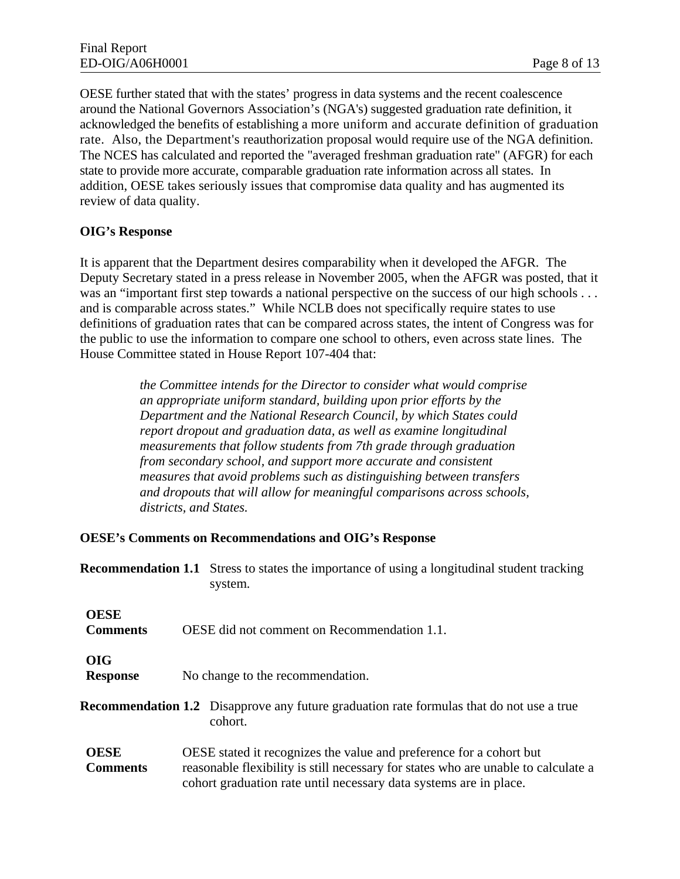OESE further stated that with the states' progress in data systems and the recent coalescence around the National Governors Association's (NGA's) suggested graduation rate definition, it acknowledged the benefits of establishing a more uniform and accurate definition of graduation rate. Also, the Department's reauthorization proposal would require use of the NGA definition. The NCES has calculated and reported the "averaged freshman graduation rate" (AFGR) for each state to provide more accurate, comparable graduation rate information across all states. In addition, OESE takes seriously issues that compromise data quality and has augmented its review of data quality.

**OIG's Response**

It is apparent that the Department desires comparability when it developed the AFGR. The Deputy Secretary stated in a press release in November 2005, when the AFGR was posted, that it was an "important first step towards a national perspective on the success of our high schools . . . and is comparable across states." While NCLB does not specifically require states to use definitions of graduation rates that can be compared across states, the intent of Congress was for the public to use the information to compare one school to others, even across state lines. The House Committee stated in House Report 107-404 that:

> *the Committee intends for the Director to consider what would comprise an appropriate uniform standard, building upon prior efforts by the Department and the National Research Council, by which States could report dropout and graduation data, as well as examine longitudinal measurements that follow students from 7th grade through graduation from secondary school, and support more accurate and consistent measures that avoid problems such as distinguishing between transfers and dropouts that will allow for meaningful comparisons across schools, districts, and States.*

**OESE's Comments on Recommendations and OIG's Response**

**Recommendation 1.1** Stress to states the importance of using a longitudinal student tracking system.

**OESE Comments** OESE did not comment on Recommendation 1.1.

**OIG Response** No change to the recommendation.

**Recommendation 1.2** Disapprove any future graduation rate formulas that do not use a true cohort.

**OESE Comments** OESE stated it recognizes the value and preference for a cohort but reasonable flexibility is still necessary for states who are unable to calculate a cohort graduation rate until necessary data systems are in place.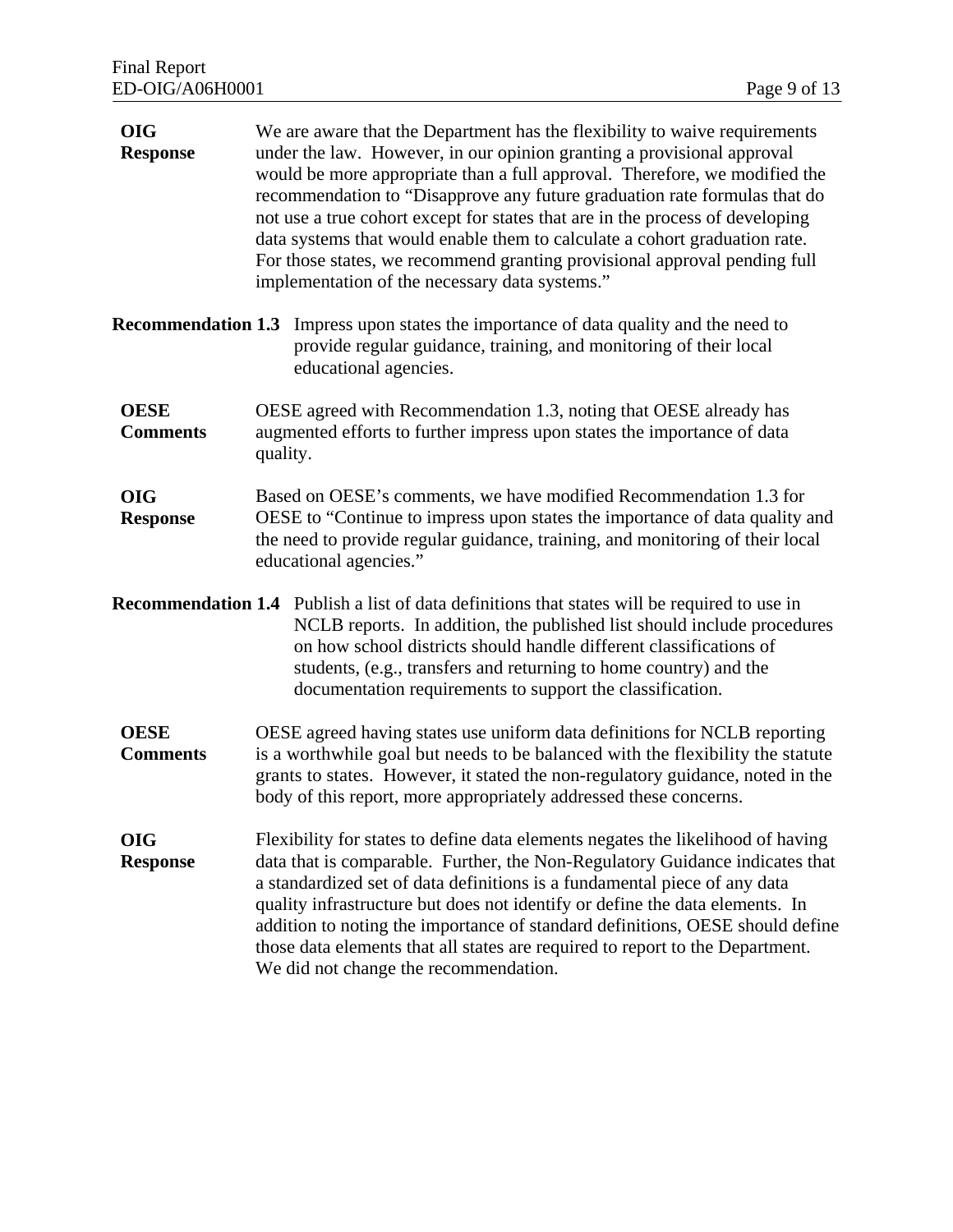**OIG Response** We are aware that the Department has the flexibility to waive requirements under the law. However, in our opinion granting a provisional approval would be more appropriate than a full approval. Therefore, we modified the recommendation to "Disapprove any future graduation rate formulas that do not use a true cohort except for states that are in the process of developing data systems that would enable them to calculate a cohort graduation rate. For those states, we recommend granting provisional approval pending full implementation of the necessary data systems."

**Recommendation 1.3** Impress upon states the importance of data quality and the need to provide regular guidance, training, and monitoring of their local educational agencies.

**OESE Comments** OESE agreed with Recommendation 1.3, noting that OESE already has augmented efforts to further impress upon states the importance of data quality.

**OIG Response** Based on OESE's comments, we have modified Recommendation 1.3 for OESE to "Continue to impress upon states the importance of data quality and the need to provide regular guidance, training, and monitoring of their local educational agencies."

**Recommendation 1.4** Publish a list of data definitions that states will be required to use in NCLB reports. In addition, the published list should include procedures on how school districts should handle different classifications of students, (e.g., transfers and returning to home country) and the documentation requirements to support the classification.

**OESE Comments** OESE agreed having states use uniform data definitions for NCLB reporting is a worthwhile goal but needs to be balanced with the flexibility the statute grants to states. However, it stated the non-regulatory guidance, noted in the body of this report, more appropriately addressed these concerns.

**OIG Response** Flexibility for states to define data elements negates the likelihood of having data that is comparable. Further, the Non-Regulatory Guidance indicates that a standardized set of data definitions is a fundamental piece of any data quality infrastructure but does not identify or define the data elements. In addition to noting the importance of standard definitions, OESE should define those data elements that all states are required to report to the Department. We did not change the recommendation.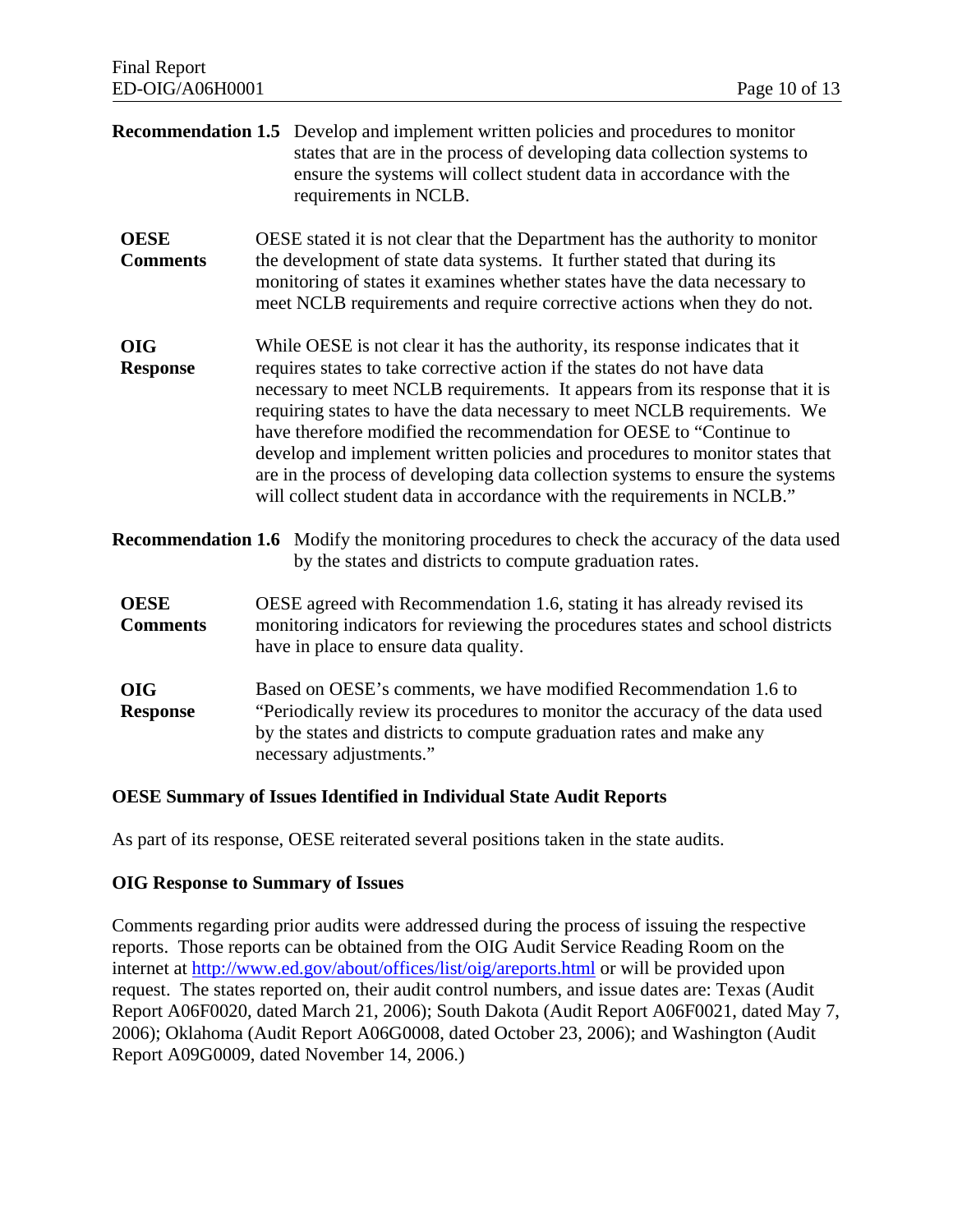**Recommendation 1.5** Develop and implement written policies and procedures to monitor states that are in the process of developing data collection systems to ensure the systems will collect student data in accordance with the requirements in NCLB.

**OESE Comments** OESE stated it is not clear that the Department has the authority to monitor the development of state data systems. It further stated that during its monitoring of states it examines whether states have the data necessary to meet NCLB requirements and require corrective actions when they do not.

**OIG Response** While OESE is not clear it has the authority, its response indicates that it requires states to take corrective action if the states do not have data necessary to meet NCLB requirements. It appears from its response that it is requiring states to have the data necessary to meet NCLB requirements. We have therefore modified the recommendation for OESE to "Continue to develop and implement written policies and procedures to monitor states that are in the process of developing data collection systems to ensure the systems will collect student data in accordance with the requirements in NCLB."

**Recommendation 1.6** Modify the monitoring procedures to check the accuracy of the data used by the states and districts to compute graduation rates.

**OESE Comments** OESE agreed with Recommendation 1.6, stating it has already revised its monitoring indicators for reviewing the procedures states and school districts have in place to ensure data quality.

**OIG Response** Based on OESE's comments, we have modified Recommendation 1.6 to "Periodically review its procedures to monitor the accuracy of the data used by the states and districts to compute graduation rates and make any necessary adjustments."

**OESE Summary of Issues Identified in Individual State Audit Reports**

As part of its response, OESE reiterated several positions taken in the state audits.

**OIG Response to Summary of Issues**

Comments regarding prior audits were addressed during the process of issuing the respective reports. Those reports can be obtained from the OIG Audit Service Reading Room on the internet at http://www.ed.gov/about/offices/list/oig/areports.html or will be provided upon request. The states reported on, their audit control numbers, and issue dates are: Texas (Audit Report A06F0020, dated March 21, 2006); South Dakota (Audit Report A06F0021, dated May 7, 2006); Oklahoma (Audit Report A06G0008, dated October 23, 2006); and Washington (Audit Report A09G0009, dated November 14, 2006.)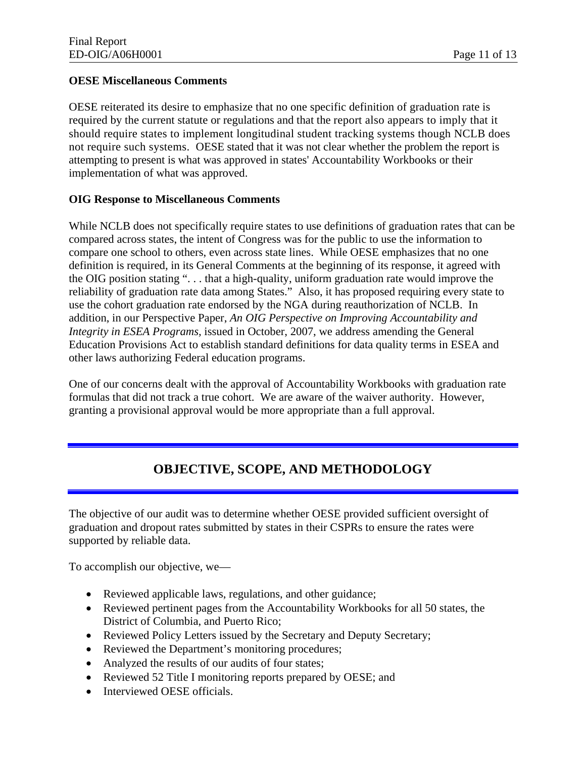**OESE Miscellaneous Comments**

OESE reiterated its desire to emphasize that no one specific definition of graduation rate is required by the current statute or regulations and that the report also appears to imply that it should require states to implement longitudinal student tracking systems though NCLB does not require such systems. OESE stated that it was not clear whether the problem the report is attempting to present is what was approved in states' Accountability Workbooks or their implementation of what was approved.

**OIG Response to Miscellaneous Comments**

While NCLB does not specifically require states to use definitions of graduation rates that can be compared across states, the intent of Congress was for the public to use the information to compare one school to others, even across state lines. While OESE emphasizes that no one definition is required, in its General Comments at the beginning of its response, it agreed with the OIG position stating ". . . that a high-quality, uniform graduation rate would improve the reliability of graduation rate data among States." Also, it has proposed requiring every state to use the cohort graduation rate endorsed by the NGA during reauthorization of NCLB. In addition, in our Perspective Paper, *An OIG Perspective on Improving Accountability and Integrity in ESEA Programs,* issued in October, 2007, we address amending the General Education Provisions Act to establish standard definitions for data quality terms in ESEA and other laws authorizing Federal education programs.

One of our concerns dealt with the approval of Accountability Workbooks with graduation rate formulas that did not track a true cohort. We are aware of the waiver authority. However, granting a provisional approval would be more appropriate than a full approval.

## OBJECTIVE, SCOPE, AND METHODOLOGY

The objective of our audit was to determine whether OESE provided sufficient oversight of graduation and dropout rates submitted by states in their CSPRs to ensure the rates were supported by reliable data.

To accomplish our objective, we—

- Reviewed applicable laws, regulations, and other guidance;
- Reviewed pertinent pages from the Accountability Workbooks for all 50 states, the District of Columbia, and Puerto Rico;
- Reviewed Policy Letters issued by the Secretary and Deputy Secretary;
- Reviewed the Department's monitoring procedures;
- Analyzed the results of our audits of four states;
- Reviewed 52 Title I monitoring reports prepared by OESE; and
- Interviewed OESE officials.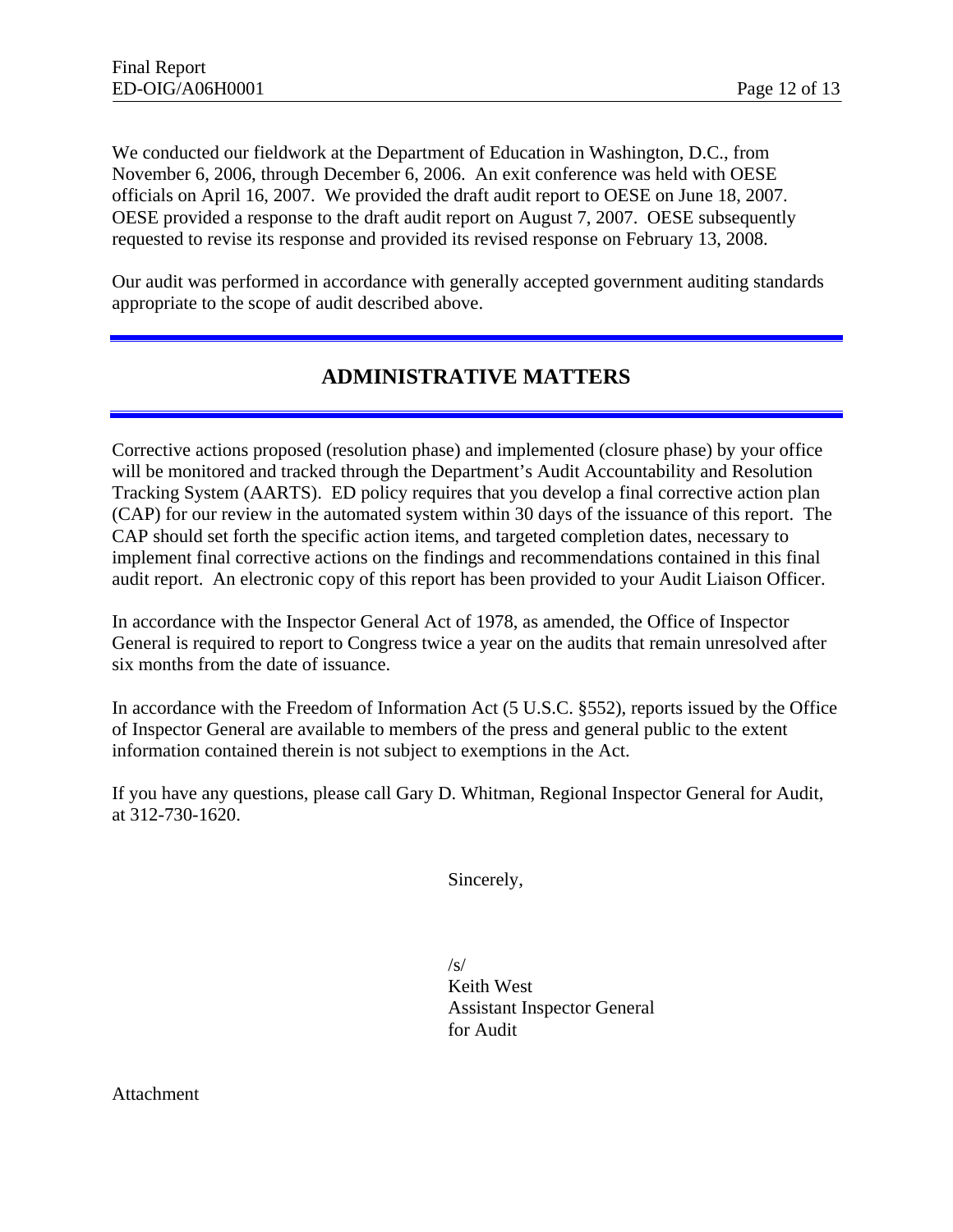We conducted our fieldwork at the Department of Education in Washington, D.C., from November 6, 2006, through December 6, 2006. An exit conference was held with OESE officials on April 16, 2007. We provided the draft audit report to OESE on June 18, 2007. OESE provided a response to the draft audit report on August 7, 2007. OESE subsequently requested to revise its response and provided its revised response on February 13, 2008.

Our audit was performed in accordance with generally accepted government auditing standards appropriate to the scope of audit described above.

## ADMINISTRATIVE MATTERS

Corrective actions proposed (resolution phase) and implemented (closure phase) by your office will be monitored and tracked through the Department's Audit Accountability and Resolution Tracking System (AARTS). ED policy requires that you develop a final corrective action plan (CAP) for our review in the automated system within 30 days of the issuance of this report. The CAP should set forth the specific action items, and targeted completion dates, necessary to implement final corrective actions on the findings and recommendations contained in this final audit report. An electronic copy of this report has been provided to your Audit Liaison Officer.

In accordance with the Inspector General Act of 1978, as amended, the Office of Inspector General is required to report to Congress twice a year on the audits that remain unresolved after six months from the date of issuance.

In accordance with the Freedom of Information Act (5 U.S.C. §552), reports issued by the Office of Inspector General are available to members of the press and general public to the extent information contained therein is not subject to exemptions in the Act.

If you have any questions, please call Gary D. Whitman, Regional Inspector General for Audit, at 312-730-1620.

Sincerely,

/s/
Keith West
Assistant Inspector General
for Audit

Attachment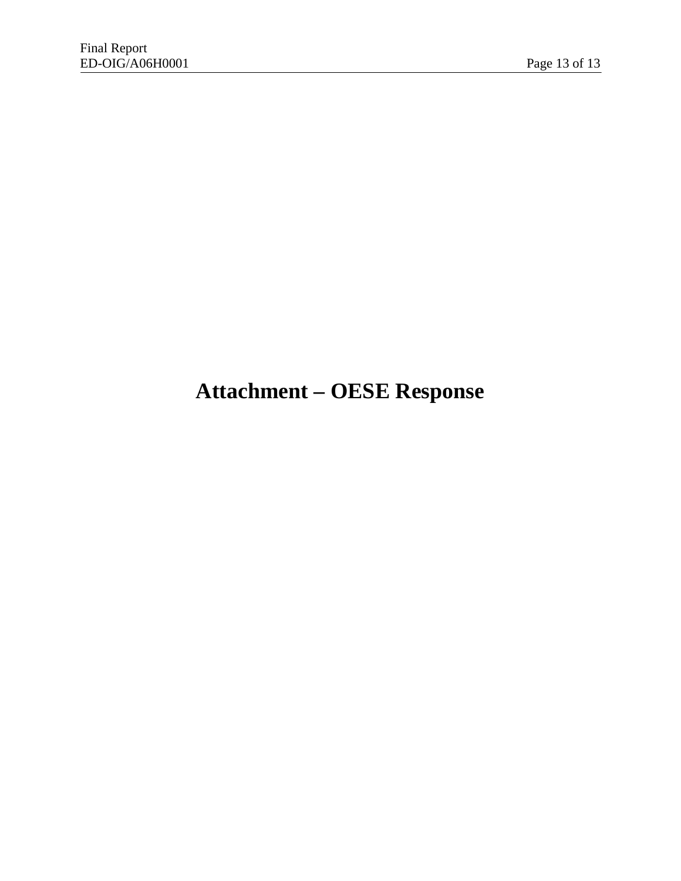# Attachment – OESE Response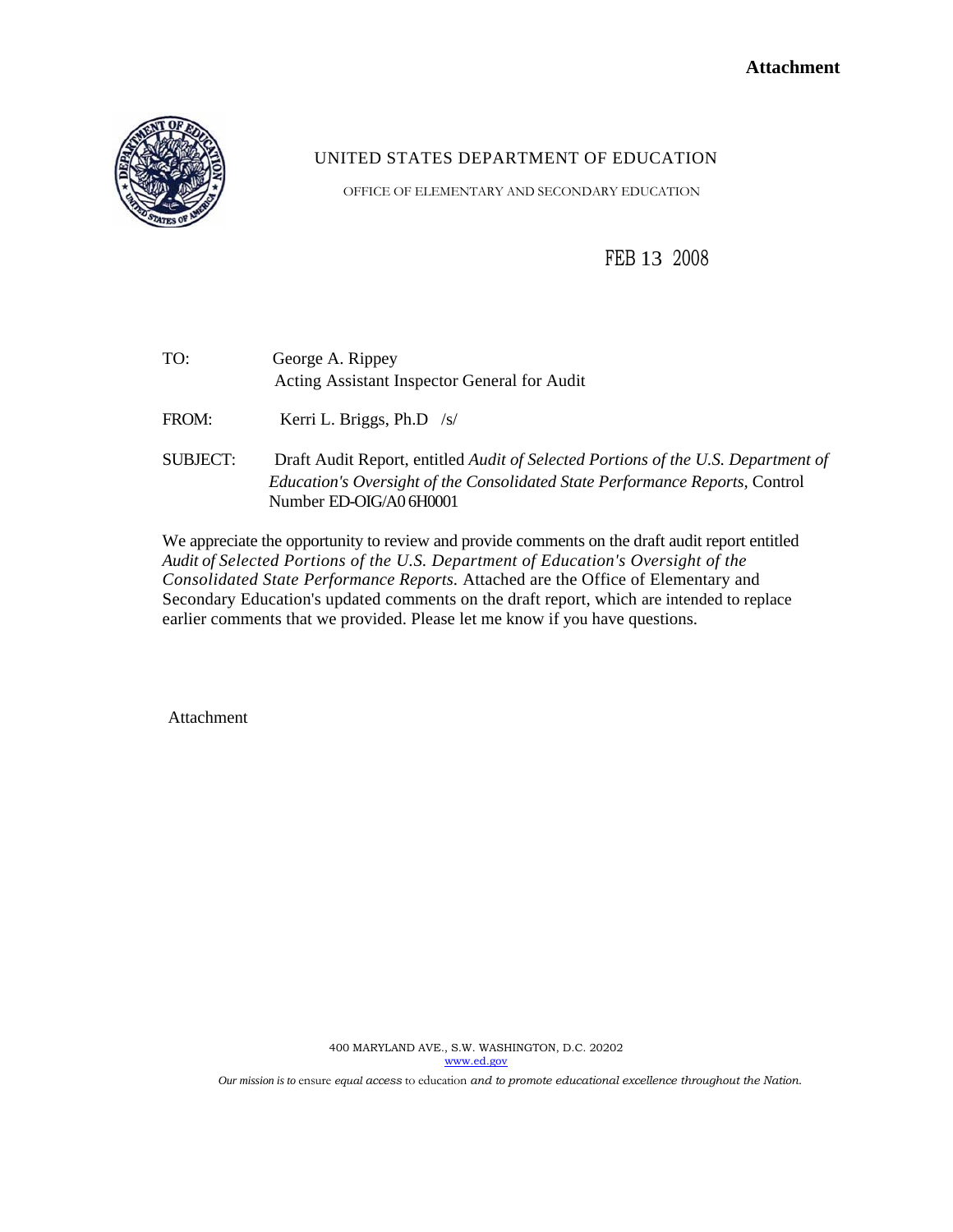**Attachment**

UNITED STATES DEPARTMENT OF EDUCATION

OFFICE OF ELEMENTARY AND SECONDARY EDUCATION

FEB 13 2008

TO: George A. Rippey
Acting Assistant Inspector General for Audit

FROM: Kerri L. Briggs, Ph.D /s/

SUBJECT: Draft Audit Report, entitled *Audit of Selected Portions of the U.S. Department of Education's Oversight of the Consolidated State Performance Reports*, Control Number ED-OIG/A06H0001

We appreciate the opportunity to review and provide comments on the draft audit report entitled *Audit of Selected Portions of the U.S. Department of Education's Oversight of the Consolidated State Performance Reports*. Attached are the Office of Elementary and Secondary Education's updated comments on the draft report, which are intended to replace earlier comments that we provided. Please let me know if you have questions.

Attachment

400 MARYLAND AVE., S.W. WASHINGTON, D.C. 20202
www.ed.gov

*Our mission is to ensure equal access to education and to promote educational excellence throughout the Nation.*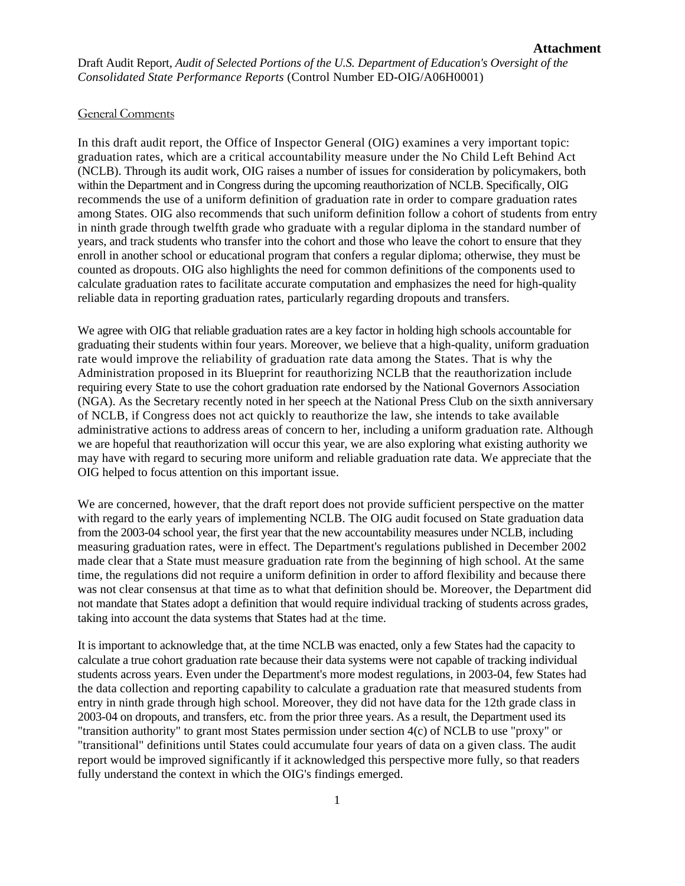**Attachment**

Draft Audit Report, *Audit of Selected Portions of the U.S. Department of Education's Oversight of the Consolidated State Performance Reports* (Control Number ED-OIG/A06H0001)

General Comments

In this draft audit report, the Office of Inspector General (OIG) examines a very important topic: graduation rates, which are a critical accountability measure under the No Child Left Behind Act (NCLB). Through its audit work, OIG raises a number of issues for consideration by policymakers, both within the Department and in Congress during the upcoming reauthorization of NCLB. Specifically, OIG recommends the use of a uniform definition of graduation rate in order to compare graduation rates among States. OIG also recommends that such uniform definition follow a cohort of students from entry in ninth grade through twelfth grade who graduate with a regular diploma in the standard number of years, and track students who transfer into the cohort and those who leave the cohort to ensure that they enroll in another school or educational program that confers a regular diploma; otherwise, they must be counted as dropouts. OIG also highlights the need for common definitions of the components used to calculate graduation rates to facilitate accurate computation and emphasizes the need for high-quality reliable data in reporting graduation rates, particularly regarding dropouts and transfers.

We agree with OIG that reliable graduation rates are a key factor in holding high schools accountable for graduating their students within four years. Moreover, we believe that a high-quality, uniform graduation rate would improve the reliability of graduation rate data among the States. That is why the Administration proposed in its Blueprint for reauthorizing NCLB that the reauthorization include requiring every State to use the cohort graduation rate endorsed by the National Governors Association (NGA). As the Secretary recently noted in her speech at the National Press Club on the sixth anniversary of NCLB, if Congress does not act quickly to reauthorize the law, she intends to take available administrative actions to address areas of concern to her, including a uniform graduation rate. Although we are hopeful that reauthorization will occur this year, we are also exploring what existing authority we may have with regard to securing more uniform and reliable graduation rate data. We appreciate that the OIG helped to focus attention on this important issue.

We are concerned, however, that the draft report does not provide sufficient perspective on the matter with regard to the early years of implementing NCLB. The OIG audit focused on State graduation data from the 2003-04 school year, the first year that the new accountability measures under NCLB, including measuring graduation rates, were in effect. The Department's regulations published in December 2002 made clear that a State must measure graduation rate from the beginning of high school. At the same time, the regulations did not require a uniform definition in order to afford flexibility and because there was not clear consensus at that time as to what that definition should be. Moreover, the Department did not mandate that States adopt a definition that would require individual tracking of students across grades, taking into account the data systems that States had at the time.

It is important to acknowledge that, at the time NCLB was enacted, only a few States had the capacity to calculate a true cohort graduation rate because their data systems were not capable of tracking individual students across years. Even under the Department's more modest regulations, in 2003-04, few States had the data collection and reporting capability to calculate a graduation rate that measured students from entry in ninth grade through high school. Moreover, they did not have data for the 12th grade class in 2003-04 on dropouts, and transfers, etc. from the prior three years. As a result, the Department used its "transition authority" to grant most States permission under section 4(c) of NCLB to use "proxy" or "transitional" definitions until States could accumulate four years of data on a given class. The audit report would be improved significantly if it acknowledged this perspective more fully, so that readers fully understand the context in which the OIG's findings emerged.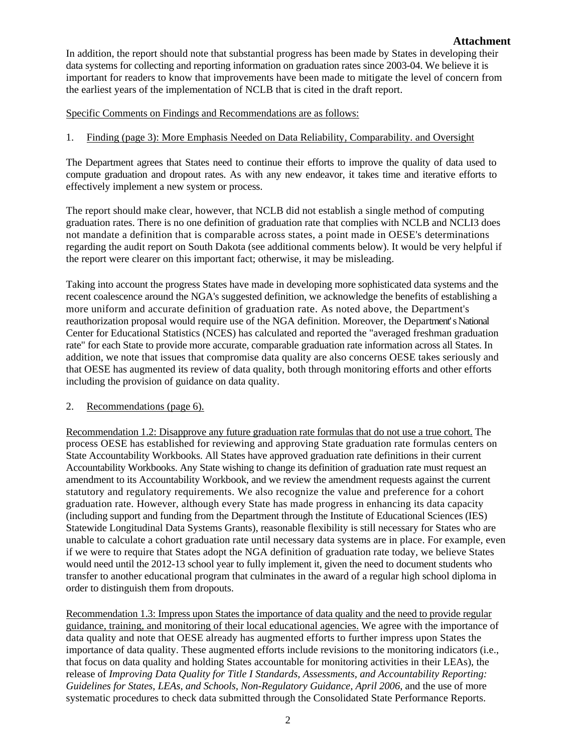**Attachment**

In addition, the report should note that substantial progress has been made by States in developing their data systems for collecting and reporting information on graduation rates since 2003-04. We believe it is important for readers to know that improvements have been made to mitigate the level of concern from the earliest years of the implementation of NCLB that is cited in the draft report.

Specific Comments on Findings and Recommendations are as follows:

1. Finding (page 3): More Emphasis Needed on Data Reliability, Comparability. and Oversight

The Department agrees that States need to continue their efforts to improve the quality of data used to compute graduation and dropout rates. As with any new endeavor, it takes time and iterative efforts to effectively implement a new system or process.

The report should make clear, however, that NCLB did not establish a single method of computing graduation rates. There is no one definition of graduation rate that complies with NCLB and NCLI3 does not mandate a definition that is comparable across states, a point made in OESE's determinations regarding the audit report on South Dakota (see additional comments below). It would be very helpful if the report were clearer on this important fact; otherwise, it may be misleading.

Taking into account the progress States have made in developing more sophisticated data systems and the recent coalescence around the NGA's suggested definition, we acknowledge the benefits of establishing a more uniform and accurate definition of graduation rate. As noted above, the Department's reauthorization proposal would require use of the NGA definition. Moreover, the Department's National Center for Educational Statistics (NCES) has calculated and reported the "averaged freshman graduation rate" for each State to provide more accurate, comparable graduation rate information across all States. In addition, we note that issues that compromise data quality are also concerns OESE takes seriously and that OESE has augmented its review of data quality, both through monitoring efforts and other efforts including the provision of guidance on data quality.

2. Recommendations (page 6).

Recommendation 1.2: Disapprove any future graduation rate formulas that do not use a true cohort. The process OESE has established for reviewing and approving State graduation rate formulas centers on State Accountability Workbooks. All States have approved graduation rate definitions in their current Accountability Workbooks. Any State wishing to change its definition of graduation rate must request an amendment to its Accountability Workbook, and we review the amendment requests against the current statutory and regulatory requirements. We also recognize the value and preference for a cohort graduation rate. However, although every State has made progress in enhancing its data capacity (including support and funding from the Department through the Institute of Educational Sciences (IES) Statewide Longitudinal Data Systems Grants), reasonable flexibility is still necessary for States who are unable to calculate a cohort graduation rate until necessary data systems are in place. For example, even if we were to require that States adopt the NGA definition of graduation rate today, we believe States would need until the 2012-13 school year to fully implement it, given the need to document students who transfer to another educational program that culminates in the award of a regular high school diploma in order to distinguish them from dropouts.

Recommendation 1.3: Impress upon States the importance of data quality and the need to provide regular guidance, training, and monitoring of their local educational agencies. We agree with the importance of data quality and note that OESE already has augmented efforts to further impress upon States the importance of data quality. These augmented efforts include revisions to the monitoring indicators (i.e., that focus on data quality and holding States accountable for monitoring activities in their LEAs), the release of *Improving Data Quality for Title I Standards, Assessments, and Accountability Reporting: Guidelines for States, LEAs, and Schools, Non-Regulatory Guidance, April 2006,* and the use of more systematic procedures to check data submitted through the Consolidated State Performance Reports.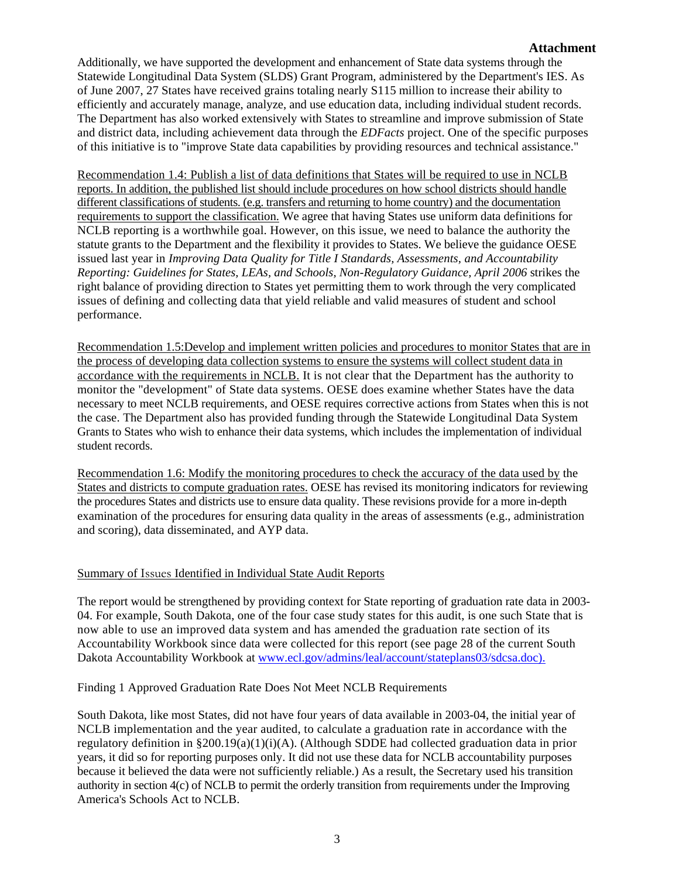**Attachment**

Additionally, we have supported the development and enhancement of State data systems through the Statewide Longitudinal Data System (SLDS) Grant Program, administered by the Department's IES. As of June 2007, 27 States have received grains totaling nearly S115 million to increase their ability to efficiently and accurately manage, analyze, and use education data, including individual student records. The Department has also worked extensively with States to streamline and improve submission of State and district data, including achievement data through the *EDFacts* project. One of the specific purposes of this initiative is to "improve State data capabilities by providing resources and technical assistance."

Recommendation 1.4: Publish a list of data definitions that States will be required to use in NCLB reports. In addition, the published list should include procedures on how school districts should handle different classifications of students. (e.g. transfers and returning to home country) and the documentation requirements to support the classification. We agree that having States use uniform data definitions for NCLB reporting is a worthwhile goal. However, on this issue, we need to balance the authority the statute grants to the Department and the flexibility it provides to States. We believe the guidance OESE issued last year in *Improving Data Quality for Title I Standards, Assessments, and Accountability Reporting: Guidelines for States, LEAs, and Schools, Non-Regulatory Guidance, April 2006* strikes the right balance of providing direction to States yet permitting them to work through the very complicated issues of defining and collecting data that yield reliable and valid measures of student and school performance.

Recommendation 1.5:Develop and implement written policies and procedures to monitor States that are in the process of developing data collection systems to ensure the systems will collect student data in accordance with the requirements in NCLB. It is not clear that the Department has the authority to monitor the "development" of State data systems. OESE does examine whether States have the data necessary to meet NCLB requirements, and OESE requires corrective actions from States when this is not the case. The Department also has provided funding through the Statewide Longitudinal Data System Grants to States who wish to enhance their data systems, which includes the implementation of individual student records.

Recommendation 1.6: Modify the monitoring procedures to check the accuracy of the data used by the States and districts to compute graduation rates. OESE has revised its monitoring indicators for reviewing the procedures States and districts use to ensure data quality. These revisions provide for a more in-depth examination of the procedures for ensuring data quality in the areas of assessments (e.g., administration and scoring), data disseminated, and AYP data.

Summary of Issues Identified in Individual State Audit Reports

The report would be strengthened by providing context for State reporting of graduation rate data in 2003-04. For example, South Dakota, one of the four case study states for this audit, is one such State that is now able to use an improved data system and has amended the graduation rate section of its Accountability Workbook since data were collected for this report (see page 28 of the current South Dakota Accountability Workbook at www.ecl.gov/admins/leal/account/stateplans03/sdcsa.doc).

Finding 1 Approved Graduation Rate Does Not Meet NCLB Requirements

South Dakota, like most States, did not have four years of data available in 2003-04, the initial year of NCLB implementation and the year audited, to calculate a graduation rate in accordance with the regulatory definition in §200.19(a)(1)(i)(A). (Although SDDE had collected graduation data in prior years, it did so for reporting purposes only. It did not use these data for NCLB accountability purposes because it believed the data were not sufficiently reliable.) As a result, the Secretary used his transition authority in section 4(c) of NCLB to permit the orderly transition from requirements under the Improving America's Schools Act to NCLB.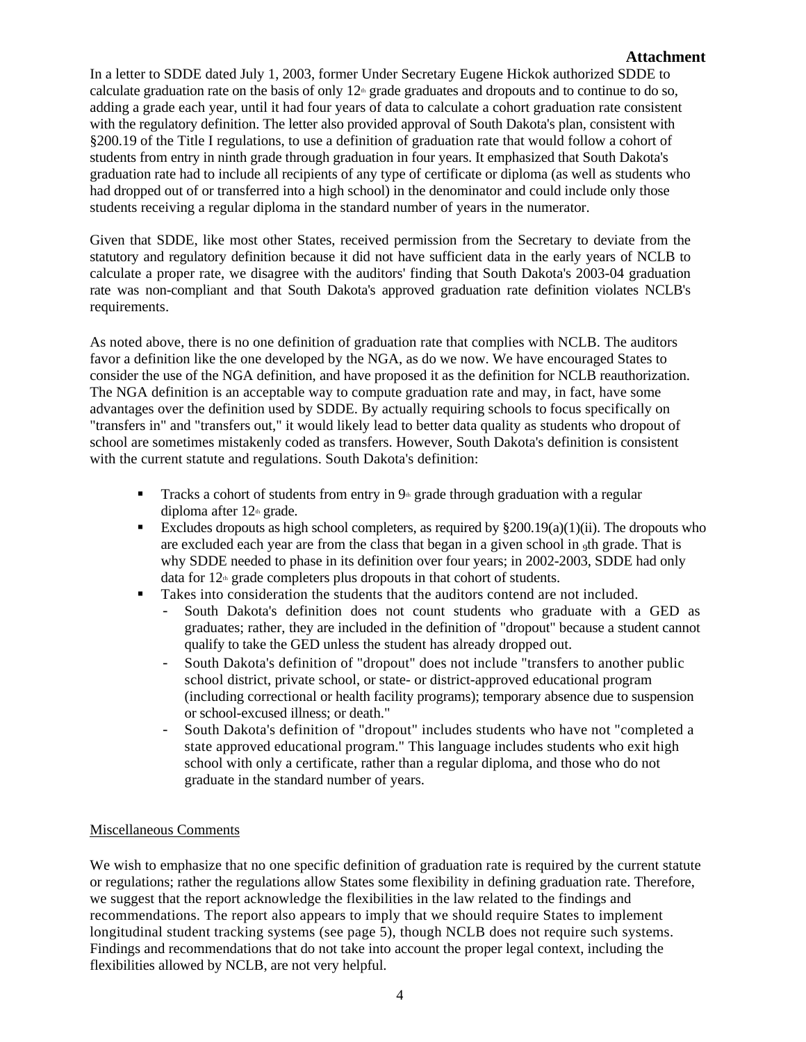**Attachment**

In a letter to SDDE dated July 1, 2003, former Under Secretary Eugene Hickok authorized SDDE to calculate graduation rate on the basis of only 12th grade graduates and dropouts and to continue to do so, adding a grade each year, until it had four years of data to calculate a cohort graduation rate consistent with the regulatory definition. The letter also provided approval of South Dakota's plan, consistent with §200.19 of the Title I regulations, to use a definition of graduation rate that would follow a cohort of students from entry in ninth grade through graduation in four years. It emphasized that South Dakota's graduation rate had to include all recipients of any type of certificate or diploma (as well as students who had dropped out of or transferred into a high school) in the denominator and could include only those students receiving a regular diploma in the standard number of years in the numerator.

Given that SDDE, like most other States, received permission from the Secretary to deviate from the statutory and regulatory definition because it did not have sufficient data in the early years of NCLB to calculate a proper rate, we disagree with the auditors' finding that South Dakota's 2003-04 graduation rate was non-compliant and that South Dakota's approved graduation rate definition violates NCLB's requirements.

As noted above, there is no one definition of graduation rate that complies with NCLB. The auditors favor a definition like the one developed by the NGA, as do we now. We have encouraged States to consider the use of the NGA definition, and have proposed it as the definition for NCLB reauthorization. The NGA definition is an acceptable way to compute graduation rate and may, in fact, have some advantages over the definition used by SDDE. By actually requiring schools to focus specifically on "transfers in" and "transfers out," it would likely lead to better data quality as students who dropout of school are sometimes mistakenly coded as transfers. However, South Dakota's definition is consistent with the current statute and regulations. South Dakota's definition:

- Tracks a cohort of students from entry in 9th grade through graduation with a regular diploma after 12th grade.
- Excludes dropouts as high school completers, as required by §200.19(a)(1)(ii). The dropouts who are excluded each year are from the class that began in a given school in 9th grade. That is why SDDE needed to phase in its definition over four years; in 2002-2003, SDDE had only data for 12th grade completers plus dropouts in that cohort of students.
- Takes into consideration the students that the auditors contend are not included.
  - South Dakota's definition does not count students who graduate with a GED as graduates; rather, they are included in the definition of "dropout" because a student cannot qualify to take the GED unless the student has already dropped out.
  - South Dakota's definition of "dropout" does not include "transfers to another public school district, private school, or state- or district-approved educational program (including correctional or health facility programs); temporary absence due to suspension or school-excused illness; or death."
  - South Dakota's definition of "dropout" includes students who have not "completed a state approved educational program." This language includes students who exit high school with only a certificate, rather than a regular diploma, and those who do not graduate in the standard number of years.

Miscellaneous Comments

We wish to emphasize that no one specific definition of graduation rate is required by the current statute or regulations; rather the regulations allow States some flexibility in defining graduation rate. Therefore, we suggest that the report acknowledge the flexibilities in the law related to the findings and recommendations. The report also appears to imply that we should require States to implement longitudinal student tracking systems (see page 5), though NCLB does not require such systems. Findings and recommendations that do not take into account the proper legal context, including the flexibilities allowed by NCLB, are not very helpful.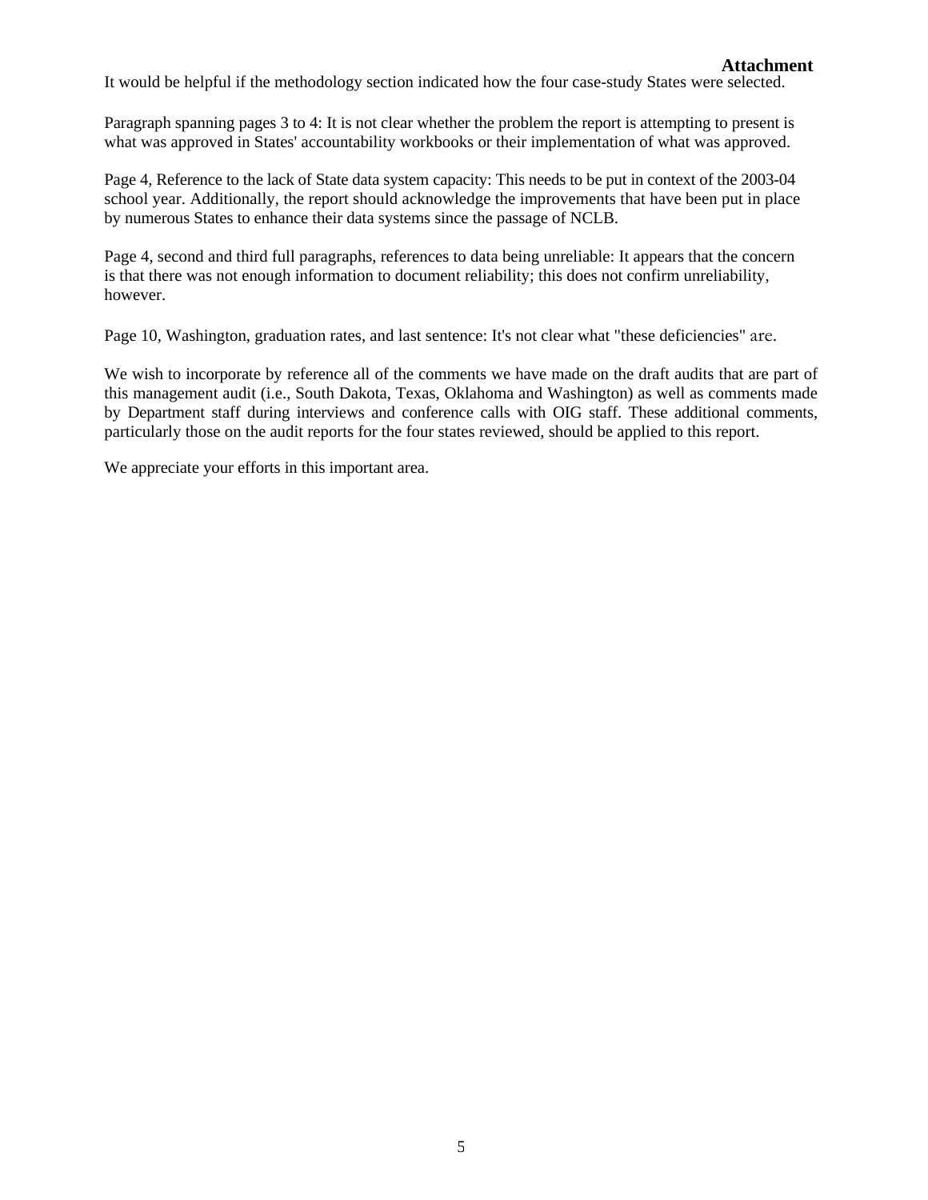**Attachment**

It would be helpful if the methodology section indicated how the four case-study States were selected.

Paragraph spanning pages 3 to 4: It is not clear whether the problem the report is attempting to present is what was approved in States' accountability workbooks or their implementation of what was approved.

Page 4, Reference to the lack of State data system capacity: This needs to be put in context of the 2003-04 school year. Additionally, the report should acknowledge the improvements that have been put in place by numerous States to enhance their data systems since the passage of NCLB.

Page 4, second and third full paragraphs, references to data being unreliable: It appears that the concern is that there was not enough information to document reliability; this does not confirm unreliability, however.

Page 10, Washington, graduation rates, and last sentence: It's not clear what "these deficiencies" are.

We wish to incorporate by reference all of the comments we have made on the draft audits that are part of this management audit (i.e., South Dakota, Texas, Oklahoma and Washington) as well as comments made by Department staff during interviews and conference calls with OIG staff. These additional comments, particularly those on the audit reports for the four states reviewed, should be applied to this report.

We appreciate your efforts in this important area.